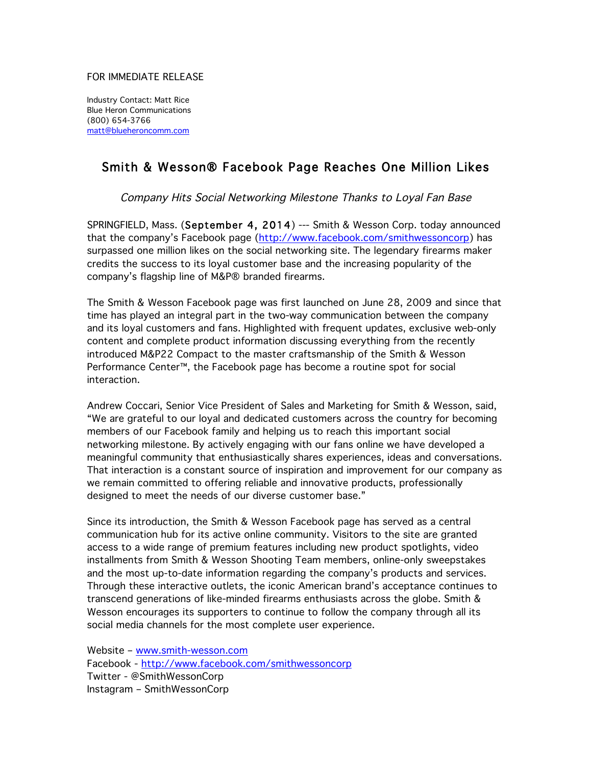FOR IMMEDIATE RELEASE

Industry Contact: Matt Rice
Blue Heron Communications
(800) 654-3766
matt@blueheroncomm.com

# Smith & Wesson® Facebook Page Reaches One Million Likes

*Company Hits Social Networking Milestone Thanks to Loyal Fan Base*

SPRINGFIELD, Mass. (September 4, 2014) --- Smith & Wesson Corp. today announced that the company's Facebook page (http://www.facebook.com/smithwessoncorp) has surpassed one million likes on the social networking site. The legendary firearms maker credits the success to its loyal customer base and the increasing popularity of the company's flagship line of M&P® branded firearms.

The Smith & Wesson Facebook page was first launched on June 28, 2009 and since that time has played an integral part in the two-way communication between the company and its loyal customers and fans. Highlighted with frequent updates, exclusive web-only content and complete product information discussing everything from the recently introduced M&P22 Compact to the master craftsmanship of the Smith & Wesson Performance Center™, the Facebook page has become a routine spot for social interaction.

Andrew Coccari, Senior Vice President of Sales and Marketing for Smith & Wesson, said, "We are grateful to our loyal and dedicated customers across the country for becoming members of our Facebook family and helping us to reach this important social networking milestone. By actively engaging with our fans online we have developed a meaningful community that enthusiastically shares experiences, ideas and conversations. That interaction is a constant source of inspiration and improvement for our company as we remain committed to offering reliable and innovative products, professionally designed to meet the needs of our diverse customer base."

Since its introduction, the Smith & Wesson Facebook page has served as a central communication hub for its active online community. Visitors to the site are granted access to a wide range of premium features including new product spotlights, video installments from Smith & Wesson Shooting Team members, online-only sweepstakes and the most up-to-date information regarding the company's products and services. Through these interactive outlets, the iconic American brand's acceptance continues to transcend generations of like-minded firearms enthusiasts across the globe. Smith & Wesson encourages its supporters to continue to follow the company through all its social media channels for the most complete user experience.

Website – www.smith-wesson.com
Facebook - http://www.facebook.com/smithwessoncorp
Twitter - @SmithWessonCorp
Instagram – SmithWessonCorp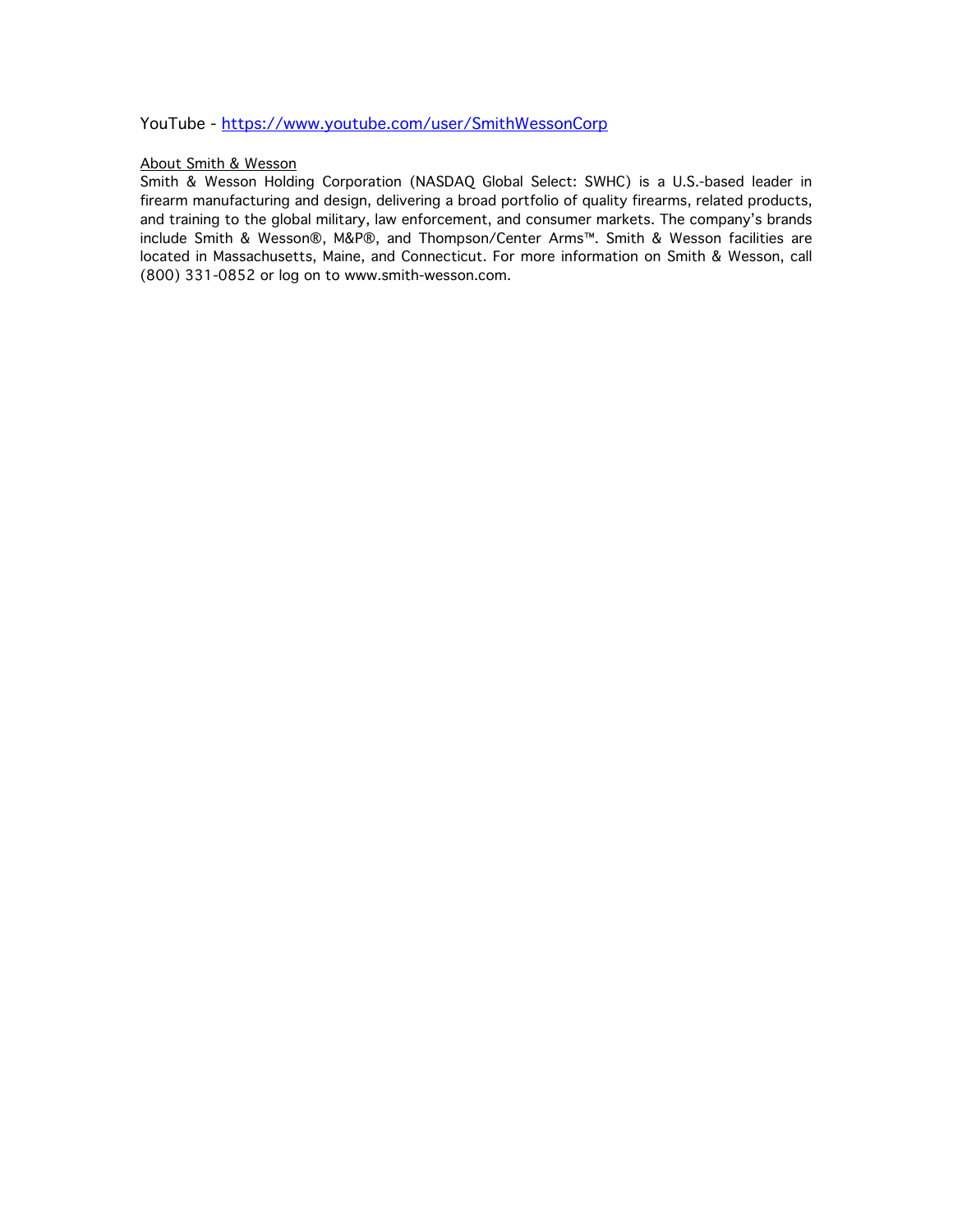YouTube - https://www.youtube.com/user/SmithWessonCorp

About Smith & Wesson

Smith & Wesson Holding Corporation (NASDAQ Global Select: SWHC) is a U.S.-based leader in firearm manufacturing and design, delivering a broad portfolio of quality firearms, related products, and training to the global military, law enforcement, and consumer markets. The company's brands include Smith & Wesson®, M&P®, and Thompson/Center Arms™. Smith & Wesson facilities are located in Massachusetts, Maine, and Connecticut. For more information on Smith & Wesson, call (800) 331-0852 or log on to www.smith-wesson.com.